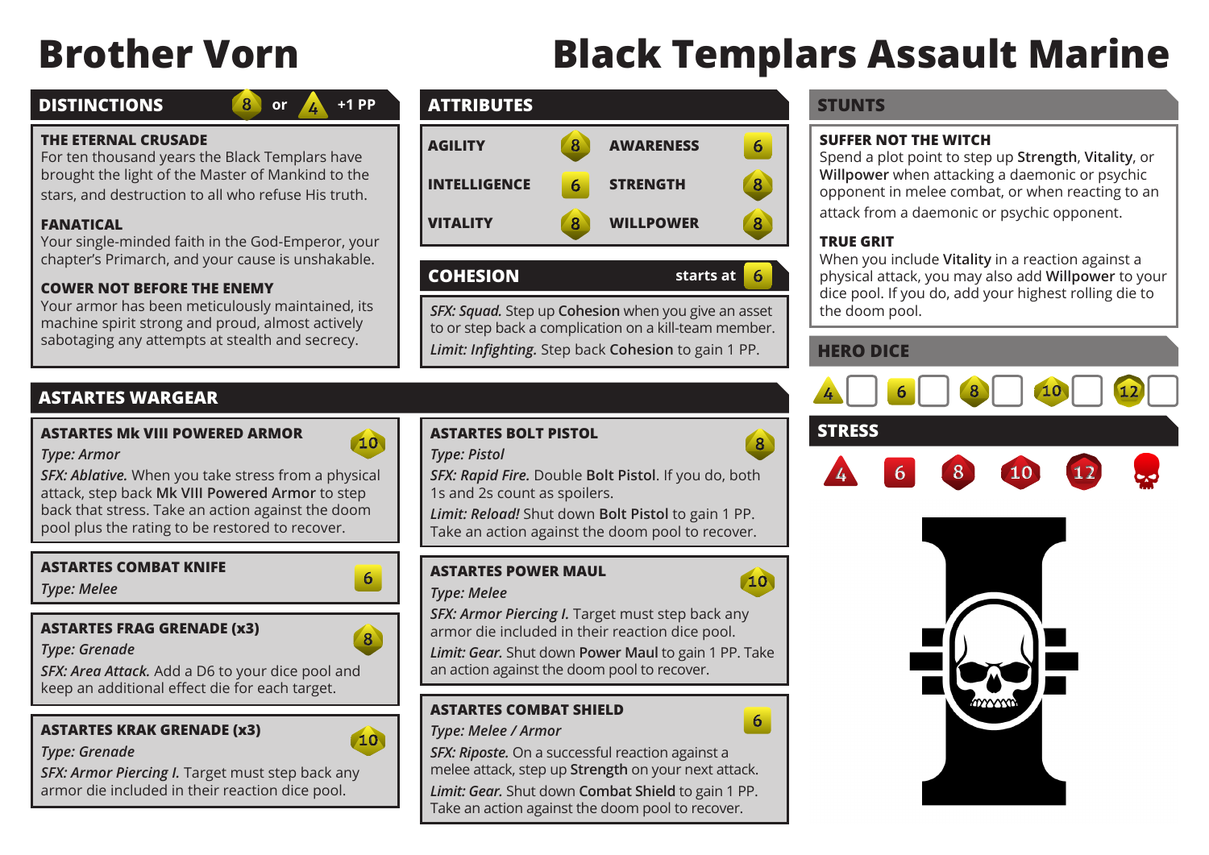# Brother Vorn

# Black Templars Assault Marine

## DISTINCTIONS

8 or 4 +1 PP

**THE ETERNAL CRUSADE**
For ten thousand years the Black Templars have brought the light of the Master of Mankind to the stars, and destruction to all who refuse His truth.

**FANATICAL**
Your single-minded faith in the God-Emperor, your chapter's Primarch, and your cause is unshakable.

**COWER NOT BEFORE THE ENEMY**
Your armor has been meticulously maintained, its machine spirit strong and proud, almost actively sabotaging any attempts at stealth and secrecy.

## ATTRIBUTES

| | | | |
|---|---|---|---|
| AGILITY | 8 | AWARENESS | 6 |
| INTELLIGENCE | 6 | STRENGTH | 8 |
| VITALITY | 8 | WILLPOWER | 8 |

## COHESION

starts at 6

*SFX: Squad.* Step up **Cohesion** when you give an asset to or step back a complication on a kill-team member.

*Limit: Infighting.* Step back **Cohesion** to gain 1 PP.

## STUNTS

**SUFFER NOT THE WITCH**
Spend a plot point to step up **Strength**, **Vitality**, or **Willpower** when attacking a daemonic or psychic opponent in melee combat, or when reacting to an attack from a daemonic or psychic opponent.

**TRUE GRIT**
When you include **Vitality** in a reaction against a physical attack, you may also add **Willpower** to your dice pool. If you do, add your highest rolling die to the doom pool.

## HERO DICE

4 ☐ 6 ☐ 8 ☐ 10 ☐ 12 ☐

## STRESS

4 6 8 10 12 ☠

## ASTARTES WARGEAR

**ASTARTES Mk VIII POWERED ARMOR** — 10
*Type: Armor*
*SFX: Ablative.* When you take stress from a physical attack, step back **Mk VIII Powered Armor** to step back that stress. Take an action against the doom pool plus the rating to be restored to recover.

**ASTARTES COMBAT KNIFE** — 6
*Type: Melee*

**ASTARTES FRAG GRENADE (x3)** — 8
*Type: Grenade*
*SFX: Area Attack.* Add a D6 to your dice pool and keep an additional effect die for each target.

**ASTARTES KRAK GRENADE (x3)** — 10
*Type: Grenade*
*SFX: Armor Piercing I.* Target must step back any armor die included in their reaction dice pool.

**ASTARTES BOLT PISTOL** — 8
*Type: Pistol*
*SFX: Rapid Fire.* Double **Bolt Pistol**. If you do, both 1s and 2s count as spoilers.
*Limit: Reload!* Shut down **Bolt Pistol** to gain 1 PP. Take an action against the doom pool to recover.

**ASTARTES POWER MAUL** — 10
*Type: Melee*
*SFX: Armor Piercing I.* Target must step back any armor die included in their reaction dice pool.
*Limit: Gear.* Shut down **Power Maul** to gain 1 PP. Take an action against the doom pool to recover.

**ASTARTES COMBAT SHIELD** — 6
*Type: Melee / Armor*
*SFX: Riposte.* On a successful reaction against a melee attack, step up **Strength** on your next attack.
*Limit: Gear.* Shut down **Combat Shield** to gain 1 PP. Take an action against the doom pool to recover.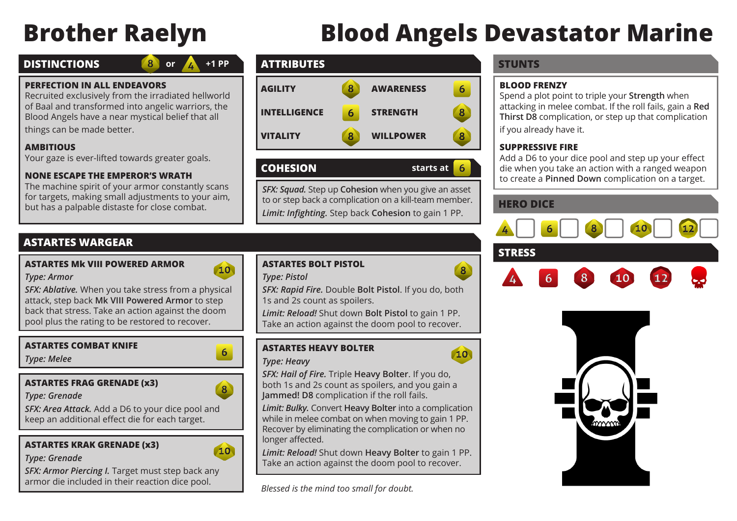# Brother Raelyn

# Blood Angels Devastator Marine

## DISTINCTIONS

8 or 4 +1 PP

**PERFECTION IN ALL ENDEAVORS**
Recruited exclusively from the irradiated hellworld of Baal and transformed into angelic warriors, the Blood Angels have a near mystical belief that all things can be made better.

**AMBITIOUS**
Your gaze is ever-lifted towards greater goals.

**NONE ESCAPE THE EMPEROR'S WRATH**
The machine spirit of your armor constantly scans for targets, making small adjustments to your aim, but has a palpable distaste for close combat.

## ATTRIBUTES

| | | | |
|---|---|---|---|
| AGILITY | 8 | AWARENESS | 6 |
| INTELLIGENCE | 6 | STRENGTH | 8 |
| VITALITY | 8 | WILLPOWER | 8 |

## COHESION

starts at 6

*SFX: Squad.* Step up **Cohesion** when you give an asset to or step back a complication on a kill-team member.

*Limit: Infighting.* Step back **Cohesion** to gain 1 PP.

## STUNTS

**BLOOD FRENZY**
Spend a plot point to triple your **Strength** when attacking in melee combat. If the roll fails, gain a **Red Thirst D8** complication, or step up that complication if you already have it.

**SUPPRESSIVE FIRE**
Add a D6 to your dice pool and step up your effect die when you take an action with a ranged weapon to create a **Pinned Down** complication on a target.

## HERO DICE

4 ☐ 6 ☐ 8 ☐ 10 ☐ 12 ☐

## STRESS

4 6 8 10 12

## ASTARTES WARGEAR

**ASTARTES Mk VIII POWERED ARMOR** 10
*Type: Armor*
*SFX: Ablative.* When you take stress from a physical attack, step back **Mk VIII Powered Armor** to step back that stress. Take an action against the doom pool plus the rating to be restored to recover.

**ASTARTES COMBAT KNIFE** 6
*Type: Melee*

**ASTARTES FRAG GRENADE (x3)** 8
*Type: Grenade*
*SFX: Area Attack.* Add a D6 to your dice pool and keep an additional effect die for each target.

**ASTARTES KRAK GRENADE (x3)** 10
*Type: Grenade*
*SFX: Armor Piercing I.* Target must step back any armor die included in their reaction dice pool.

**ASTARTES BOLT PISTOL** 8
*Type: Pistol*
*SFX: Rapid Fire.* Double **Bolt Pistol**. If you do, both 1s and 2s count as spoilers.
*Limit: Reload!* Shut down **Bolt Pistol** to gain 1 PP. Take an action against the doom pool to recover.

**ASTARTES HEAVY BOLTER** 10
*Type: Heavy*
*SFX: Hail of Fire.* Triple **Heavy Bolter**. If you do, both 1s and 2s count as spoilers, and you gain a **Jammed! D8** complication if the roll fails.
*Limit: Bulky.* Convert **Heavy Bolter** into a complication while in melee combat on when moving to gain 1 PP. Recover by eliminating the complication or when no longer affected.
*Limit: Reload!* Shut down **Heavy Bolter** to gain 1 PP. Take an action against the doom pool to recover.

*Blessed is the mind too small for doubt.*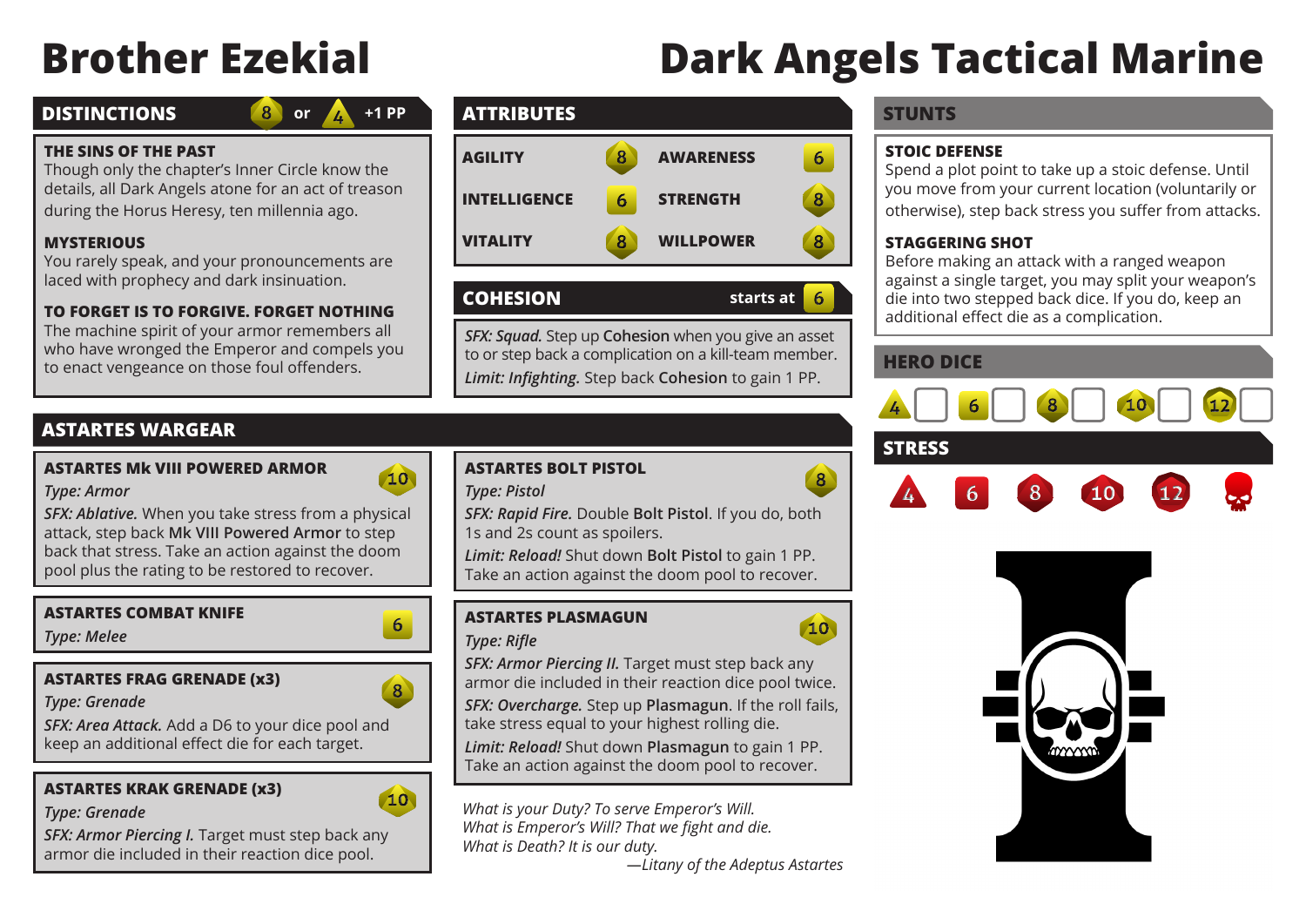# Brother Ezekial

# Dark Angels Tactical Marine

## DISTINCTIONS

8 or 4 +1 PP

**THE SINS OF THE PAST**
Though only the chapter's Inner Circle know the details, all Dark Angels atone for an act of treason during the Horus Heresy, ten millennia ago.

**MYSTERIOUS**
You rarely speak, and your pronouncements are laced with prophecy and dark insinuation.

**TO FORGET IS TO FORGIVE. FORGET NOTHING**
The machine spirit of your armor remembers all who have wronged the Emperor and compels you to enact vengeance on those foul offenders.

## ATTRIBUTES

| | | | |
|---|---|---|---|
| AGILITY | 8 | AWARENESS | 6 |
| INTELLIGENCE | 6 | STRENGTH | 8 |
| VITALITY | 8 | WILLPOWER | 8 |

## COHESION

starts at 6

*SFX: Squad.* Step up **Cohesion** when you give an asset to or step back a complication on a kill-team member.

*Limit: Infighting.* Step back **Cohesion** to gain 1 PP.

## STUNTS

**STOIC DEFENSE**
Spend a plot point to take up a stoic defense. Until you move from your current location (voluntarily or otherwise), step back stress you suffer from attacks.

**STAGGERING SHOT**
Before making an attack with a ranged weapon against a single target, you may split your weapon's die into two stepped back dice. If you do, keep an additional effect die as a complication.

## HERO DICE

4 ☐ 6 ☐ 8 ☐ 10 ☐ 12 ☐

## STRESS

4 6 8 10 12 ☠

## ASTARTES WARGEAR

**ASTARTES Mk VIII POWERED ARMOR** 10
*Type: Armor*
*SFX: Ablative.* When you take stress from a physical attack, step back **Mk VIII Powered Armor** to step back that stress. Take an action against the doom pool plus the rating to be restored to recover.

**ASTARTES COMBAT KNIFE** 6
*Type: Melee*

**ASTARTES FRAG GRENADE (x3)** 8
*Type: Grenade*
*SFX: Area Attack.* Add a D6 to your dice pool and keep an additional effect die for each target.

**ASTARTES KRAK GRENADE (x3)** 10
*Type: Grenade*
*SFX: Armor Piercing I.* Target must step back any armor die included in their reaction dice pool.

**ASTARTES BOLT PISTOL** 8
*Type: Pistol*
*SFX: Rapid Fire.* Double **Bolt Pistol**. If you do, both 1s and 2s count as spoilers.
*Limit: Reload!* Shut down **Bolt Pistol** to gain 1 PP. Take an action against the doom pool to recover.

**ASTARTES PLASMAGUN** 10
*Type: Rifle*
*SFX: Armor Piercing II.* Target must step back any armor die included in their reaction dice pool twice.
*SFX: Overcharge.* Step up **Plasmagun**. If the roll fails, take stress equal to your highest rolling die.
*Limit: Reload!* Shut down **Plasmagun** to gain 1 PP. Take an action against the doom pool to recover.

*What is your Duty? To serve Emperor's Will.*
*What is Emperor's Will? That we fight and die.*
*What is Death? It is our duty.*
*—Litany of the Adeptus Astartes*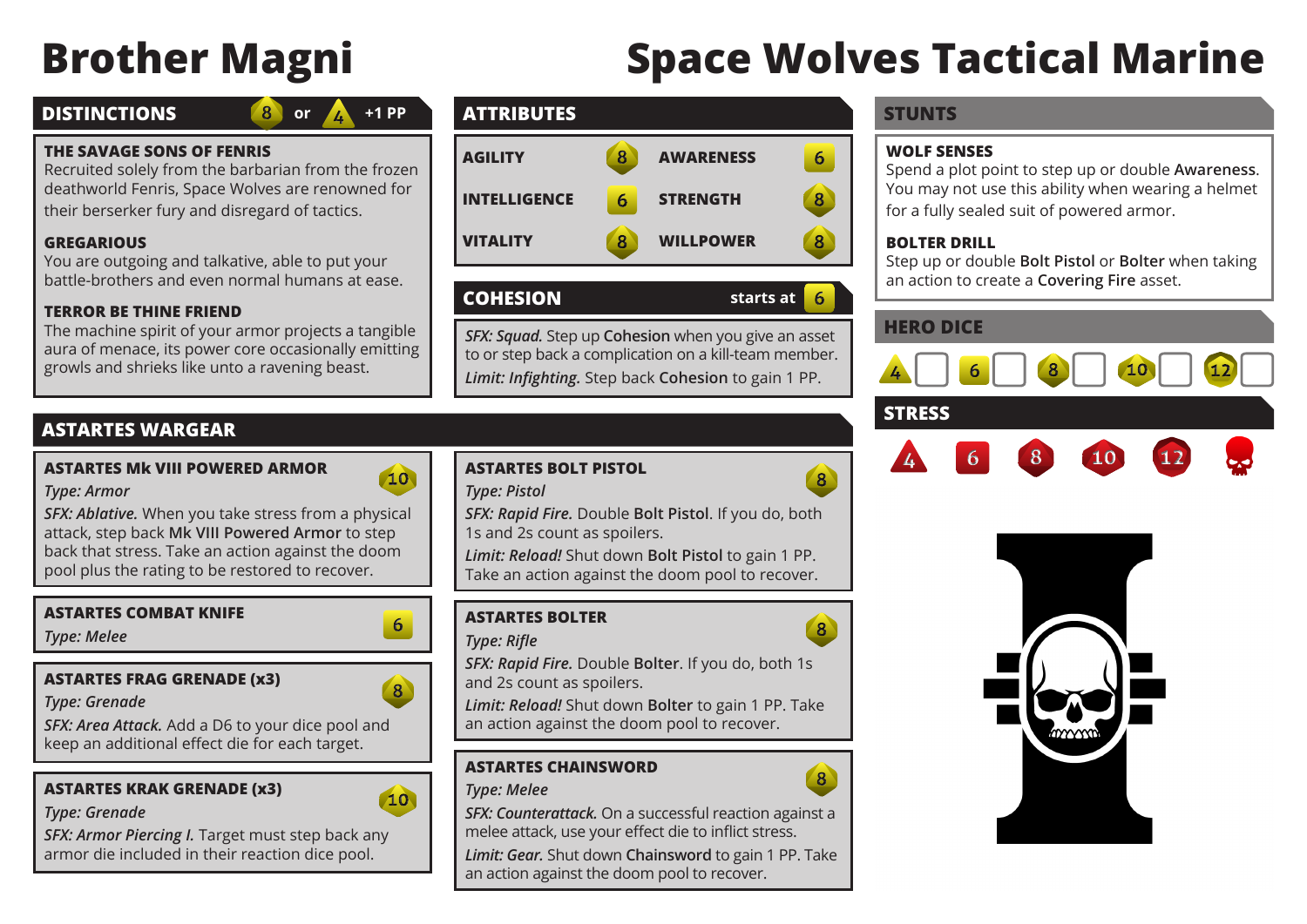# Brother Magni

# Space Wolves Tactical Marine

## DISTINCTIONS

8 or 4 +1 PP

**THE SAVAGE SONS OF FENRIS**
Recruited solely from the barbarian from the frozen deathworld Fenris, Space Wolves are renowned for their berserker fury and disregard of tactics.

**GREGARIOUS**
You are outgoing and talkative, able to put your battle-brothers and even normal humans at ease.

**TERROR BE THINE FRIEND**
The machine spirit of your armor projects a tangible aura of menace, its power core occasionally emitting growls and shrieks like unto a ravening beast.

## ATTRIBUTES

| | | | |
|---|---|---|---|
| AGILITY | 8 | AWARENESS | 6 |
| INTELLIGENCE | 6 | STRENGTH | 8 |
| VITALITY | 8 | WILLPOWER | 8 |

## COHESION

starts at 6

*SFX: Squad.* Step up **Cohesion** when you give an asset to or step back a complication on a kill-team member.

*Limit: Infighting.* Step back **Cohesion** to gain 1 PP.

## STUNTS

**WOLF SENSES**
Spend a plot point to step up or double **Awareness**. You may not use this ability when wearing a helmet for a fully sealed suit of powered armor.

**BOLTER DRILL**
Step up or double **Bolt Pistol** or **Bolter** when taking an action to create a **Covering Fire** asset.

## HERO DICE

4 ☐ 6 ☐ 8 ☐ 10 ☐ 12 ☐

## STRESS

4 6 8 10 12

## ASTARTES WARGEAR

**ASTARTES Mk VIII POWERED ARMOR** 10
*Type: Armor*
***SFX: Ablative.*** When you take stress from a physical attack, step back **Mk VIII Powered Armor** to step back that stress. Take an action against the doom pool plus the rating to be restored to recover.

**ASTARTES COMBAT KNIFE** 6
*Type: Melee*

**ASTARTES FRAG GRENADE (x3)** 8
*Type: Grenade*
***SFX: Area Attack.*** Add a D6 to your dice pool and keep an additional effect die for each target.

**ASTARTES KRAK GRENADE (x3)** 10
*Type: Grenade*
***SFX: Armor Piercing I.*** Target must step back any armor die included in their reaction dice pool.

**ASTARTES BOLT PISTOL** 8
*Type: Pistol*
***SFX: Rapid Fire.*** Double **Bolt Pistol**. If you do, both 1s and 2s count as spoilers.
***Limit: Reload!*** Shut down **Bolt Pistol** to gain 1 PP. Take an action against the doom pool to recover.

**ASTARTES BOLTER** 8
*Type: Rifle*
***SFX: Rapid Fire.*** Double **Bolter**. If you do, both 1s and 2s count as spoilers.
***Limit: Reload!*** Shut down **Bolter** to gain 1 PP. Take an action against the doom pool to recover.

**ASTARTES CHAINSWORD** 8
*Type: Melee*
***SFX: Counterattack.*** On a successful reaction against a melee attack, use your effect die to inflict stress.
***Limit: Gear.*** Shut down **Chainsword** to gain 1 PP. Take an action against the doom pool to recover.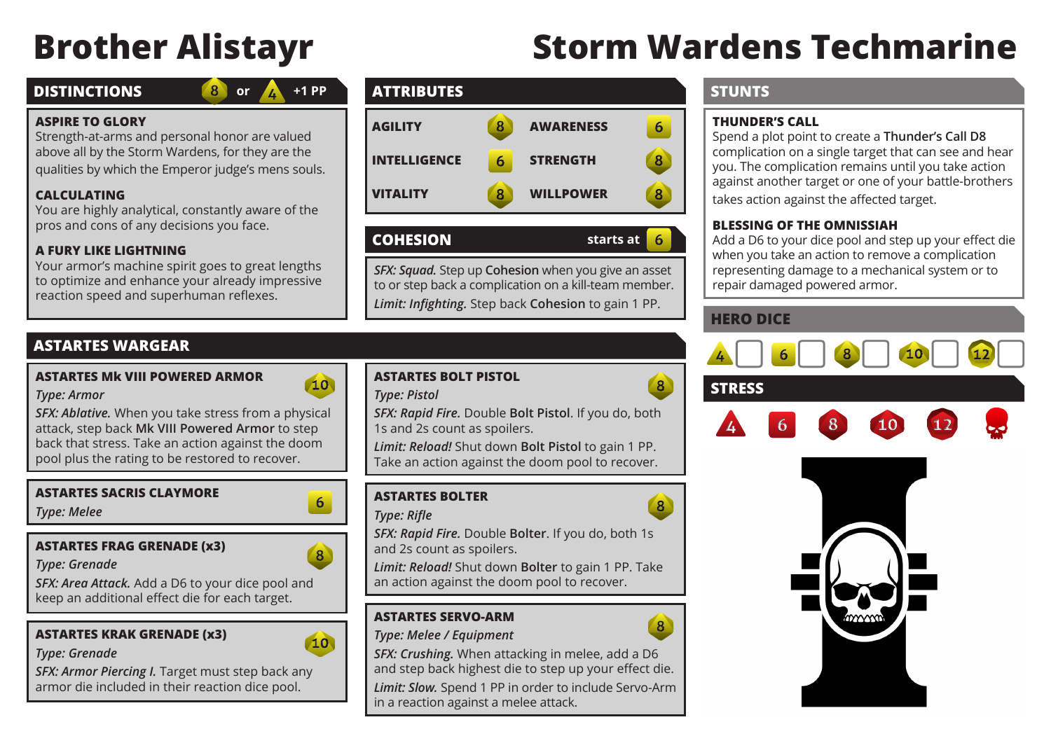# Brother Alistayr

# Storm Wardens Techmarine

## DISTINCTIONS

8 or 4 +1 PP

**ASPIRE TO GLORY**
Strength-at-arms and personal honor are valued above all by the Storm Wardens, for they are the qualities by which the Emperor judge's mens souls.

**CALCULATING**
You are highly analytical, constantly aware of the pros and cons of any decisions you face.

**A FURY LIKE LIGHTNING**
Your armor's machine spirit goes to great lengths to optimize and enhance your already impressive reaction speed and superhuman reflexes.

## ATTRIBUTES

| | | | |
|---|---|---|---|
| AGILITY | 8 | AWARENESS | 6 |
| INTELLIGENCE | 6 | STRENGTH | 8 |
| VITALITY | 8 | WILLPOWER | 8 |

## COHESION

starts at 6

*SFX: Squad.* Step up **Cohesion** when you give an asset to or step back a complication on a kill-team member.

*Limit: Infighting.* Step back **Cohesion** to gain 1 PP.

## STUNTS

**THUNDER'S CALL**
Spend a plot point to create a **Thunder's Call D8** complication on a single target that can see and hear you. The complication remains until you take action against another target or one of your battle-brothers takes action against the affected target.

**BLESSING OF THE OMNISSIAH**
Add a D6 to your dice pool and step up your effect die when you take an action to remove a complication representing damage to a mechanical system or to repair damaged powered armor.

## HERO DICE

4 ☐ 6 ☐ 8 ☐ 10 ☐ 12 ☐

## STRESS

4 6 8 10 12

## ASTARTES WARGEAR

**ASTARTES Mk VIII POWERED ARMOR** — 10
*Type: Armor*
*SFX: Ablative.* When you take stress from a physical attack, step back **Mk VIII Powered Armor** to step back that stress. Take an action against the doom pool plus the rating to be restored to recover.

**ASTARTES SACRIS CLAYMORE** — 6
*Type: Melee*

**ASTARTES FRAG GRENADE (x3)** — 8
*Type: Grenade*
*SFX: Area Attack.* Add a D6 to your dice pool and keep an additional effect die for each target.

**ASTARTES KRAK GRENADE (x3)** — 10
*Type: Grenade*
*SFX: Armor Piercing I.* Target must step back any armor die included in their reaction dice pool.

**ASTARTES BOLT PISTOL** — 8
*Type: Pistol*
*SFX: Rapid Fire.* Double **Bolt Pistol**. If you do, both 1s and 2s count as spoilers.
*Limit: Reload!* Shut down **Bolt Pistol** to gain 1 PP. Take an action against the doom pool to recover.

**ASTARTES BOLTER** — 8
*Type: Rifle*
*SFX: Rapid Fire.* Double **Bolter**. If you do, both 1s and 2s count as spoilers.
*Limit: Reload!* Shut down **Bolter** to gain 1 PP. Take an action against the doom pool to recover.

**ASTARTES SERVO-ARM** — 8
*Type: Melee / Equipment*
*SFX: Crushing.* When attacking in melee, add a D6 and step back highest die to step up your effect die.
*Limit: Slow.* Spend 1 PP in order to include Servo-Arm in a reaction against a melee attack.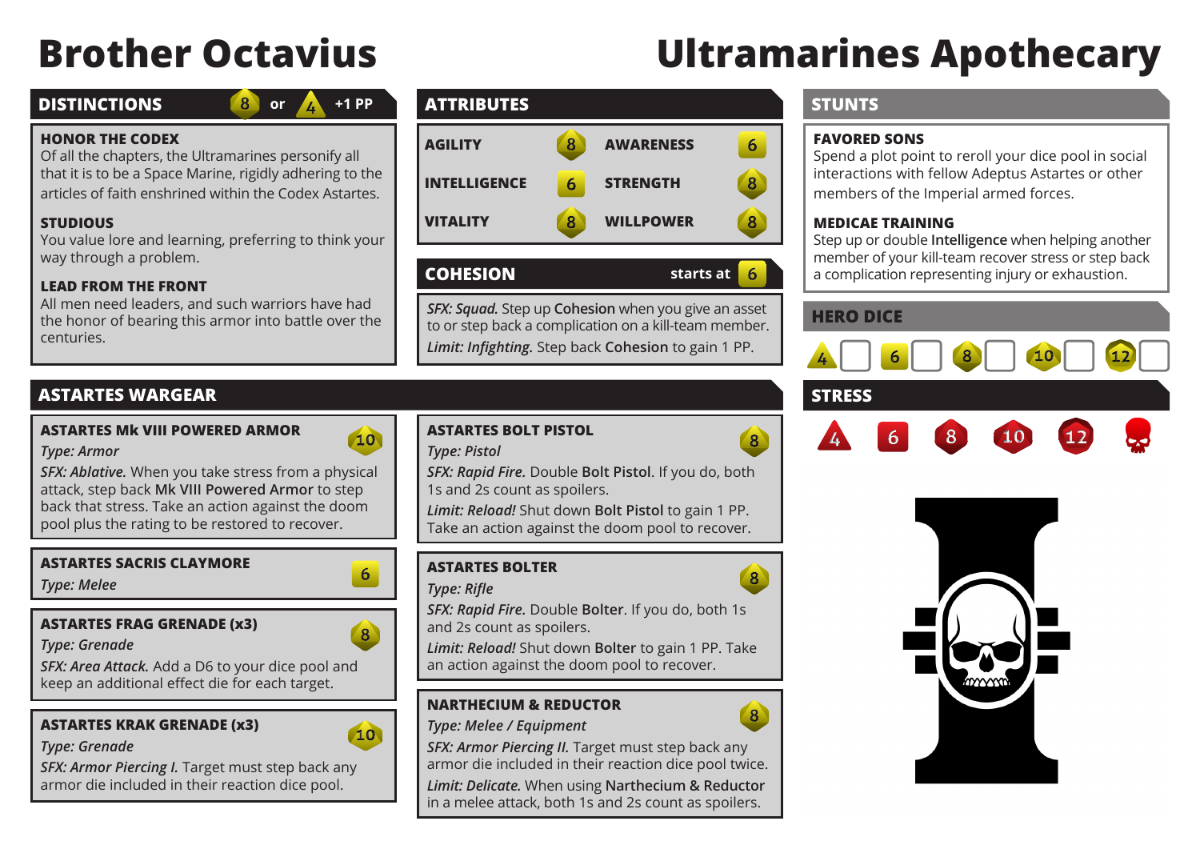# Brother Octavius

# Ultramarines Apothecary

## DISTINCTIONS

8 or 4 +1 PP

**HONOR THE CODEX**
Of all the chapters, the Ultramarines personify all that it is to be a Space Marine, rigidly adhering to the articles of faith enshrined within the Codex Astartes.

**STUDIOUS**
You value lore and learning, preferring to think your way through a problem.

**LEAD FROM THE FRONT**
All men need leaders, and such warriors have had the honor of bearing this armor into battle over the centuries.

## ATTRIBUTES

| | | | |
|---|---|---|---|
| AGILITY | 8 | AWARENESS | 6 |
| INTELLIGENCE | 6 | STRENGTH | 8 |
| VITALITY | 8 | WILLPOWER | 8 |

## COHESION

starts at 6

*SFX: Squad.* Step up **Cohesion** when you give an asset to or step back a complication on a kill-team member.

*Limit: Infighting.* Step back **Cohesion** to gain 1 PP.

## STUNTS

**FAVORED SONS**
Spend a plot point to reroll your dice pool in social interactions with fellow Adeptus Astartes or other members of the Imperial armed forces.

**MEDICAE TRAINING**
Step up or double **Intelligence** when helping another member of your kill-team recover stress or step back a complication representing injury or exhaustion.

## HERO DICE

4 ☐ 6 ☐ 8 ☐ 10 ☐ 12 ☐

## STRESS

4 6 8 10 12

## ASTARTES WARGEAR

**ASTARTES Mk VIII POWERED ARMOR** 10
*Type: Armor*
*SFX: Ablative.* When you take stress from a physical attack, step back **Mk VIII Powered Armor** to step back that stress. Take an action against the doom pool plus the rating to be restored to recover.

**ASTARTES SACRIS CLAYMORE** 6
*Type: Melee*

**ASTARTES FRAG GRENADE (x3)** 8
*Type: Grenade*
*SFX: Area Attack.* Add a D6 to your dice pool and keep an additional effect die for each target.

**ASTARTES KRAK GRENADE (x3)** 10
*Type: Grenade*
*SFX: Armor Piercing I.* Target must step back any armor die included in their reaction dice pool.

**ASTARTES BOLT PISTOL** 8
*Type: Pistol*
*SFX: Rapid Fire.* Double **Bolt Pistol**. If you do, both 1s and 2s count as spoilers.
*Limit: Reload!* Shut down **Bolt Pistol** to gain 1 PP. Take an action against the doom pool to recover.

**ASTARTES BOLTER** 8
*Type: Rifle*
*SFX: Rapid Fire.* Double **Bolter**. If you do, both 1s and 2s count as spoilers.
*Limit: Reload!* Shut down **Bolter** to gain 1 PP. Take an action against the doom pool to recover.

**NARTHECIUM & REDUCTOR** 8
*Type: Melee / Equipment*
*SFX: Armor Piercing II.* Target must step back any armor die included in their reaction dice pool twice.
*Limit: Delicate.* When using **Narthecium & Reductor** in a melee attack, both 1s and 2s count as spoilers.